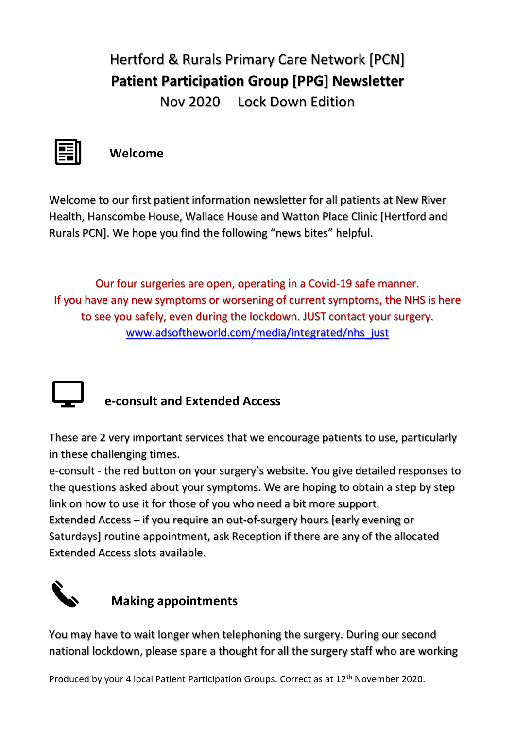# Hertford & Rurals Primary Care Network [PCN]

# **Patient Participation Group [PPG] Newsletter**

Nov 2020 Lock Down Edition

## Welcome

Welcome to our first patient information newsletter for all patients at New River Health, Hanscombe House, Wallace House and Watton Place Clinic [Hertford and Rurals PCN]. We hope you find the following "news bites" helpful.

> Our four surgeries are open, operating in a Covid-19 safe manner.
> If you have any new symptoms or worsening of current symptoms, the NHS is here to see you safely, even during the lockdown. JUST contact your surgery.
> [www.adsoftheworld.com/media/integrated/nhs_just](http://www.adsoftheworld.com/media/integrated/nhs_just)

## e-consult and Extended Access

These are 2 very important services that we encourage patients to use, particularly in these challenging times.

e-consult - the red button on your surgery's website. You give detailed responses to the questions asked about your symptoms. We are hoping to obtain a step by step link on how to use it for those of you who need a bit more support.

Extended Access – if you require an out-of-surgery hours [early evening or Saturdays] routine appointment, ask Reception if there are any of the allocated Extended Access slots available.

## Making appointments

You may have to wait longer when telephoning the surgery. During our second national lockdown, please spare a thought for all the surgery staff who are working

Produced by your 4 local Patient Participation Groups. Correct as at 12th November 2020.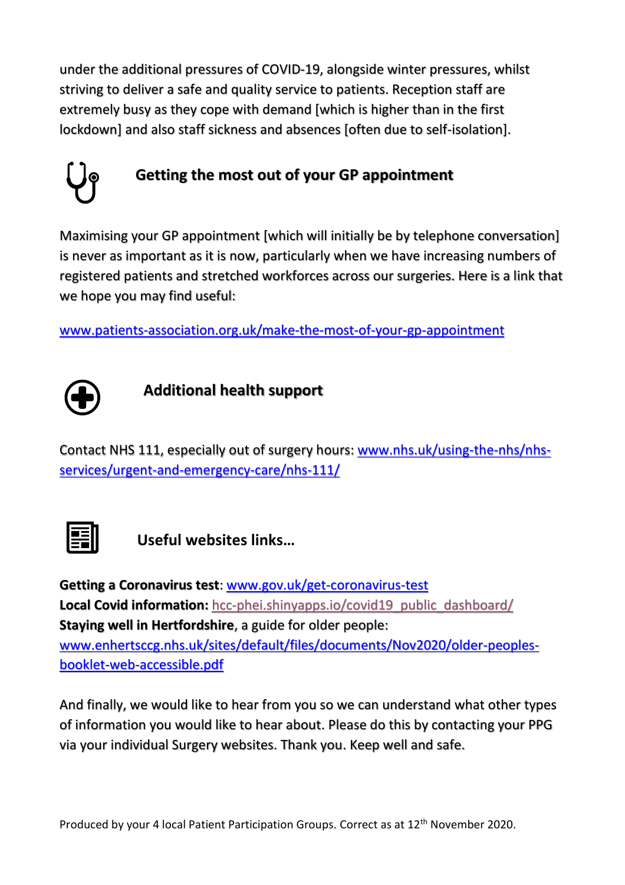under the additional pressures of COVID-19, alongside winter pressures, whilst striving to deliver a safe and quality service to patients. Reception staff are extremely busy as they cope with demand [which is higher than in the first lockdown] and also staff sickness and absences [often due to self-isolation].

## Getting the most out of your GP appointment

Maximising your GP appointment [which will initially be by telephone conversation] is never as important as it is now, particularly when we have increasing numbers of registered patients and stretched workforces across our surgeries. Here is a link that we hope you may find useful:

www.patients-association.org.uk/make-the-most-of-your-gp-appointment

## Additional health support

Contact NHS 111, especially out of surgery hours: www.nhs.uk/using-the-nhs/nhs-services/urgent-and-emergency-care/nhs-111/

## Useful websites links…

**Getting a Coronavirus test**: www.gov.uk/get-coronavirus-test
**Local Covid information:** hcc-phei.shinyapps.io/covid19_public_dashboard/
**Staying well in Hertfordshire**, a guide for older people:
www.enhertsccg.nhs.uk/sites/default/files/documents/Nov2020/older-peoples-booklet-web-accessible.pdf

And finally, we would like to hear from you so we can understand what other types of information you would like to hear about. Please do this by contacting your PPG via your individual Surgery websites. Thank you. Keep well and safe.

Produced by your 4 local Patient Participation Groups. Correct as at 12th November 2020.